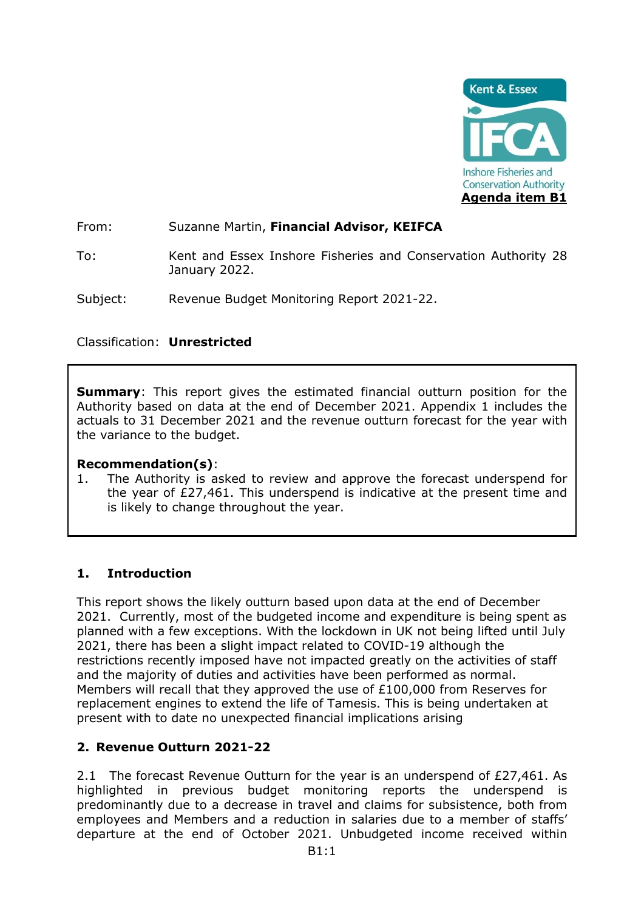**Agenda item B1**

From: Suzanne Martin, **Financial Advisor, KEIFCA**

To: Kent and Essex Inshore Fisheries and Conservation Authority 28 January 2022.

Subject: Revenue Budget Monitoring Report 2021-22.

Classification: **Unrestricted**

**Summary**: This report gives the estimated financial outturn position for the Authority based on data at the end of December 2021. Appendix 1 includes the actuals to 31 December 2021 and the revenue outturn forecast for the year with the variance to the budget.

**Recommendation(s)**:

1. The Authority is asked to review and approve the forecast underspend for the year of £27,461. This underspend is indicative at the present time and is likely to change throughout the year.

## 1. Introduction

This report shows the likely outturn based upon data at the end of December 2021. Currently, most of the budgeted income and expenditure is being spent as planned with a few exceptions. With the lockdown in UK not being lifted until July 2021, there has been a slight impact related to COVID-19 although the restrictions recently imposed have not impacted greatly on the activities of staff and the majority of duties and activities have been performed as normal. Members will recall that they approved the use of £100,000 from Reserves for replacement engines to extend the life of Tamesis. This is being undertaken at present with to date no unexpected financial implications arising

## 2. Revenue Outturn 2021-22

2.1 The forecast Revenue Outturn for the year is an underspend of £27,461. As highlighted in previous budget monitoring reports the underspend is predominantly due to a decrease in travel and claims for subsistence, both from employees and Members and a reduction in salaries due to a member of staffs' departure at the end of October 2021. Unbudgeted income received within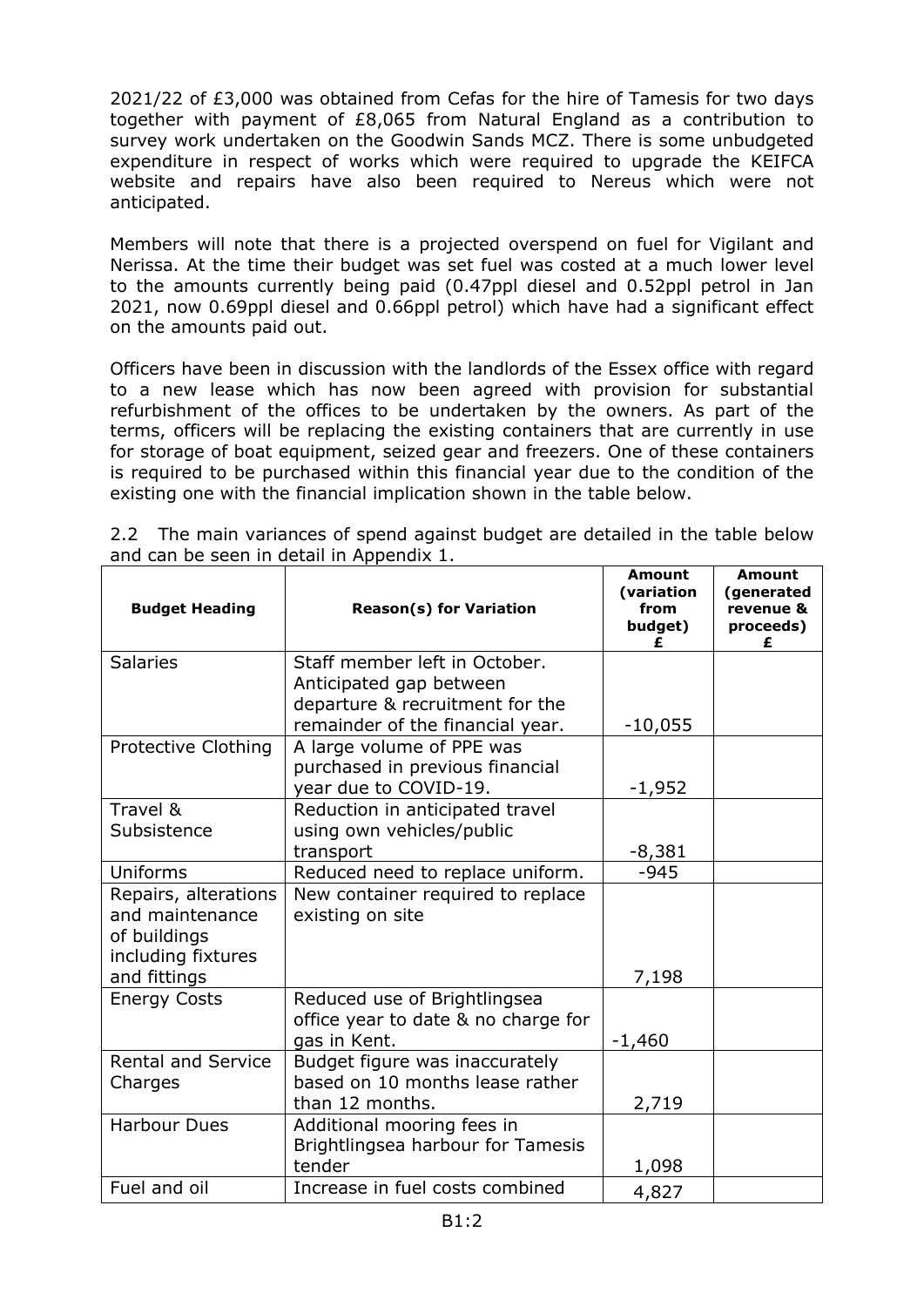2021/22 of £3,000 was obtained from Cefas for the hire of Tamesis for two days together with payment of £8,065 from Natural England as a contribution to survey work undertaken on the Goodwin Sands MCZ. There is some unbudgeted expenditure in respect of works which were required to upgrade the KEIFCA website and repairs have also been required to Nereus which were not anticipated.

Members will note that there is a projected overspend on fuel for Vigilant and Nerissa. At the time their budget was set fuel was costed at a much lower level to the amounts currently being paid (0.47ppl diesel and 0.52ppl petrol in Jan 2021, now 0.69ppl diesel and 0.66ppl petrol) which have had a significant effect on the amounts paid out.

Officers have been in discussion with the landlords of the Essex office with regard to a new lease which has now been agreed with provision for substantial refurbishment of the offices to be undertaken by the owners. As part of the terms, officers will be replacing the existing containers that are currently in use for storage of boat equipment, seized gear and freezers. One of these containers is required to be purchased within this financial year due to the condition of the existing one with the financial implication shown in the table below.

2.2 The main variances of spend against budget are detailed in the table below and can be seen in detail in Appendix 1.

| Budget Heading | Reason(s) for Variation | Amount (variation from budget) £ | Amount (generated revenue & proceeds) £ |
|---|---|---|---|
| Salaries | Staff member left in October. Anticipated gap between departure & recruitment for the remainder of the financial year. | -10,055 | |
| Protective Clothing | A large volume of PPE was purchased in previous financial year due to COVID-19. | -1,952 | |
| Travel & Subsistence | Reduction in anticipated travel using own vehicles/public transport | -8,381 | |
| Uniforms | Reduced need to replace uniform. | -945 | |
| Repairs, alterations and maintenance of buildings including fixtures and fittings | New container required to replace existing on site | 7,198 | |
| Energy Costs | Reduced use of Brightlingsea office year to date & no charge for gas in Kent. | -1,460 | |
| Rental and Service Charges | Budget figure was inaccurately based on 10 months lease rather than 12 months. | 2,719 | |
| Harbour Dues | Additional mooring fees in Brightlingsea harbour for Tamesis tender | 1,098 | |
| Fuel and oil | Increase in fuel costs combined | 4,827 | |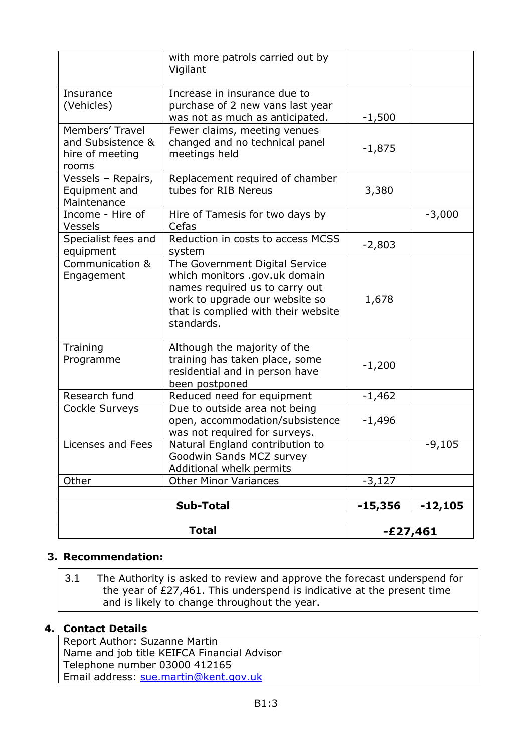| | | | |
|---|---|---|---|
| | with more patrols carried out by Vigilant | | |
| Insurance (Vehicles) | Increase in insurance due to purchase of 2 new vans last year was not as much as anticipated. | -1,500 | |
| Members' Travel and Subsistence & hire of meeting rooms | Fewer claims, meeting venues changed and no technical panel meetings held | -1,875 | |
| Vessels – Repairs, Equipment and Maintenance | Replacement required of chamber tubes for RIB Nereus | 3,380 | |
| Income - Hire of Vessels | Hire of Tamesis for two days by Cefas | | -3,000 |
| Specialist fees and equipment | Reduction in costs to access MCSS system | -2,803 | |
| Communication & Engagement | The Government Digital Service which monitors .gov.uk domain names required us to carry out work to upgrade our website so that is complied with their website standards. | 1,678 | |
| Training Programme | Although the majority of the training has taken place, some residential and in person have been postponed | -1,200 | |
| Research fund | Reduced need for equipment | -1,462 | |
| Cockle Surveys | Due to outside area not being open, accommodation/subsistence was not required for surveys. | -1,496 | |
| Licenses and Fees | Natural England contribution to Goodwin Sands MCZ survey Additional whelk permits | | -9,105 |
| Other | Other Minor Variances | -3,127 | |
| | | | |
| **Sub-Total** | | **-15,356** | **-12,105** |
| | | | |
| **Total** | | **-£27,461** | |

## 3. Recommendation:

3.1 The Authority is asked to review and approve the forecast underspend for the year of £27,461. This underspend is indicative at the present time and is likely to change throughout the year.

## 4. Contact Details

Report Author: Suzanne Martin
Name and job title KEIFCA Financial Advisor
Telephone number 03000 412165
Email address: sue.martin@kent.gov.uk